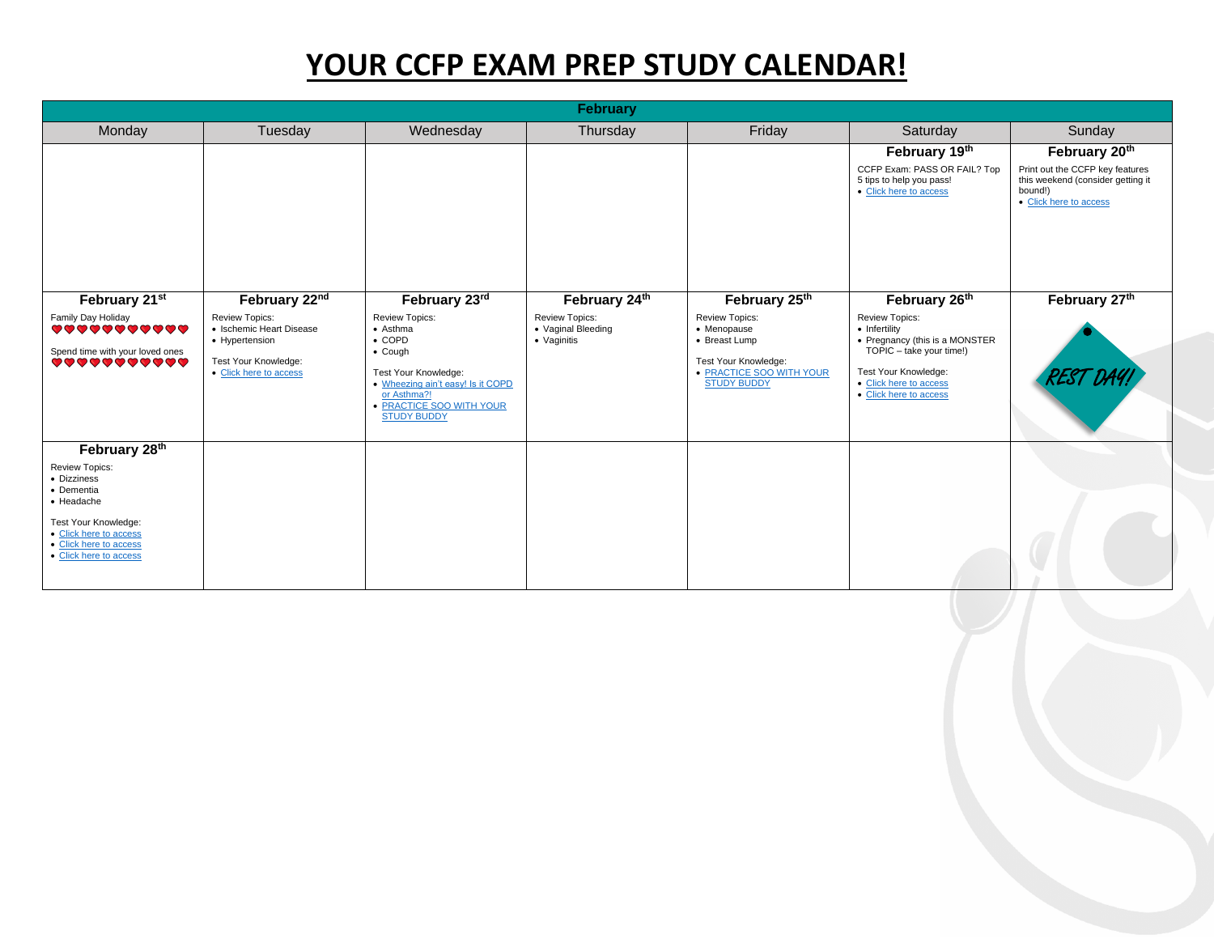# YOUR CCFP EXAM PREP STUDY CALENDAR!

| February | | | | | | |
|---|---|---|---|---|---|---|
| Monday | Tuesday | Wednesday | Thursday | Friday | Saturday | Sunday |
| | | | | | **February 19th**<br>CCFP Exam: PASS OR FAIL? Top 5 tips to help you pass!<br>• Click here to access | **February 20th**<br>Print out the CCFP key features this weekend (consider getting it bound!)<br>• Click here to access |
| **February 21st**<br>Family Day Holiday<br>♥♥♥♥♥♥♥♥♥♥<br>Spend time with your loved ones<br>♥♥♥♥♥♥♥♥♥♥ | **February 22nd**<br>Review Topics:<br>• Ischemic Heart Disease<br>• Hypertension<br>Test Your Knowledge:<br>• Click here to access | **February 23rd**<br>Review Topics:<br>• Asthma<br>• COPD<br>• Cough<br>Test Your Knowledge:<br>• Wheezing ain't easy! Is it COPD or Asthma?!<br>• PRACTICE SOO WITH YOUR STUDY BUDDY | **February 24th**<br>Review Topics:<br>• Vaginal Bleeding<br>• Vaginitis | **February 25th**<br>Review Topics:<br>• Menopause<br>• Breast Lump<br>Test Your Knowledge:<br>• PRACTICE SOO WITH YOUR STUDY BUDDY | **February 26th**<br>Review Topics:<br>• Infertility<br>• Pregnancy (this is a MONSTER TOPIC – take your time!)<br>Test Your Knowledge:<br>• Click here to access<br>• Click here to access | **February 27th**<br>REST DAY! |
| **February 28th**<br>Review Topics:<br>• Dizziness<br>• Dementia<br>• Headache<br>Test Your Knowledge:<br>• Click here to access<br>• Click here to access<br>• Click here to access | | | | | | |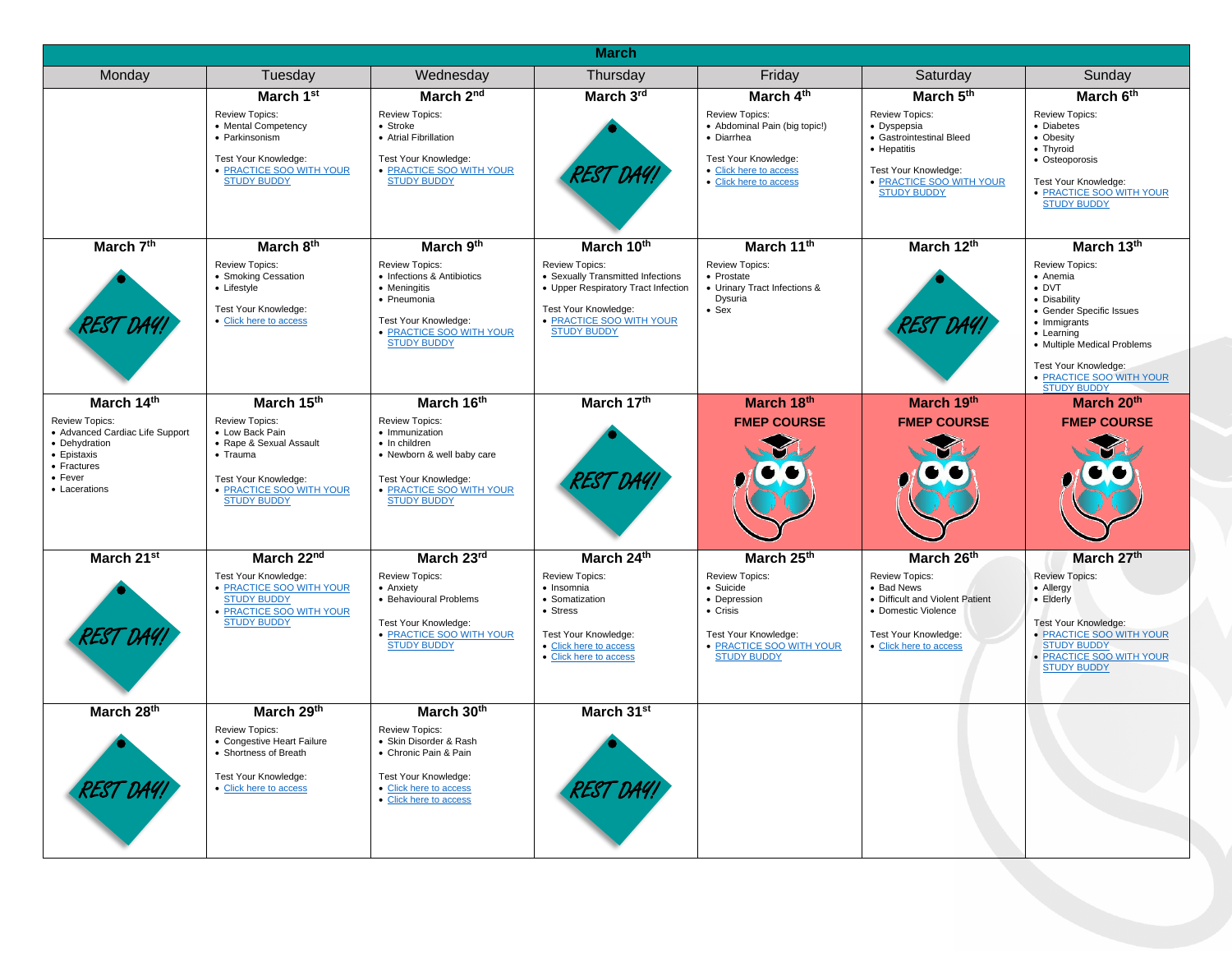| March | | | | | | |
|---|---|---|---|---|---|---|
| Monday | Tuesday | Wednesday | Thursday | Friday | Saturday | Sunday |
| | **March 1st**<br>Review Topics:<br>• Mental Competency<br>• Parkinsonism<br><br>Test Your Knowledge:<br>• PRACTICE SOO WITH YOUR STUDY BUDDY | **March 2nd**<br>Review Topics:<br>• Stroke<br>• Atrial Fibrillation<br><br>Test Your Knowledge:<br>• PRACTICE SOO WITH YOUR STUDY BUDDY | **March 3rd**<br>REST DAY! | **March 4th**<br>Review Topics:<br>• Abdominal Pain (big topic!)<br>• Diarrhea<br><br>Test Your Knowledge:<br>• Click here to access<br>• Click here to access | **March 5th**<br>Review Topics:<br>• Dyspepsia<br>• Gastrointestinal Bleed<br>• Hepatitis<br><br>Test Your Knowledge:<br>• PRACTICE SOO WITH YOUR STUDY BUDDY | **March 6th**<br>Review Topics:<br>• Diabetes<br>• Obesity<br>• Thyroid<br>• Osteoporosis<br><br>Test Your Knowledge:<br>• PRACTICE SOO WITH YOUR STUDY BUDDY |
| **March 7th**<br>REST DAY! | **March 8th**<br>Review Topics:<br>• Smoking Cessation<br>• Lifestyle<br><br>Test Your Knowledge:<br>• Click here to access | **March 9th**<br>Review Topics:<br>• Infections & Antibiotics<br>• Meningitis<br>• Pneumonia<br><br>Test Your Knowledge:<br>• PRACTICE SOO WITH YOUR STUDY BUDDY | **March 10th**<br>Review Topics:<br>• Sexually Transmitted Infections<br>• Upper Respiratory Tract Infection<br><br>Test Your Knowledge:<br>• PRACTICE SOO WITH YOUR STUDY BUDDY | **March 11th**<br>Review Topics:<br>• Prostate<br>• Urinary Tract Infections & Dysuria<br>• Sex | **March 12th**<br>REST DAY! | **March 13th**<br>Review Topics:<br>• Anemia<br>• DVT<br>• Disability<br>• Gender Specific Issues<br>• Immigrants<br>• Learning<br>• Multiple Medical Problems<br><br>Test Your Knowledge:<br>• PRACTICE SOO WITH YOUR STUDY BUDDY |
| **March 14th**<br>Review Topics:<br>• Advanced Cardiac Life Support<br>• Dehydration<br>• Epistaxis<br>• Fractures<br>• Fever<br>• Lacerations | **March 15th**<br>Review Topics:<br>• Low Back Pain<br>• Rape & Sexual Assault<br>• Trauma<br><br>Test Your Knowledge:<br>• PRACTICE SOO WITH YOUR STUDY BUDDY | **March 16th**<br>Review Topics:<br>• Immunization<br>• In children<br>• Newborn & well baby care<br><br>Test Your Knowledge:<br>• PRACTICE SOO WITH YOUR STUDY BUDDY | **March 17th**<br>REST DAY! | **March 18th**<br>**FMEP COURSE** | **March 19th**<br>**FMEP COURSE** | **March 20th**<br>**FMEP COURSE** |
| **March 21st**<br>REST DAY! | **March 22nd**<br>Test Your Knowledge:<br>• PRACTICE SOO WITH YOUR STUDY BUDDY<br>• PRACTICE SOO WITH YOUR STUDY BUDDY | **March 23rd**<br>Review Topics:<br>• Anxiety<br>• Behavioural Problems<br><br>Test Your Knowledge:<br>• PRACTICE SOO WITH YOUR STUDY BUDDY | **March 24th**<br>Review Topics:<br>• Insomnia<br>• Somatization<br>• Stress<br><br>Test Your Knowledge:<br>• Click here to access<br>• Click here to access | **March 25th**<br>Review Topics:<br>• Suicide<br>• Depression<br>• Crisis<br><br>Test Your Knowledge:<br>• PRACTICE SOO WITH YOUR STUDY BUDDY | **March 26th**<br>Review Topics:<br>• Bad News<br>• Difficult and Violent Patient<br>• Domestic Violence<br><br>Test Your Knowledge:<br>• Click here to access | **March 27th**<br>Review Topics:<br>• Allergy<br>• Elderly<br><br>Test Your Knowledge:<br>• PRACTICE SOO WITH YOUR STUDY BUDDY<br>• PRACTICE SOO WITH YOUR STUDY BUDDY |
| **March 28th**<br>REST DAY! | **March 29th**<br>Review Topics:<br>• Congestive Heart Failure<br>• Shortness of Breath<br><br>Test Your Knowledge:<br>• Click here to access | **March 30th**<br>Review Topics:<br>• Skin Disorder & Rash<br>• Chronic Pain & Pain<br><br>Test Your Knowledge:<br>• Click here to access<br>• Click here to access | **March 31st**<br>REST DAY! | | | |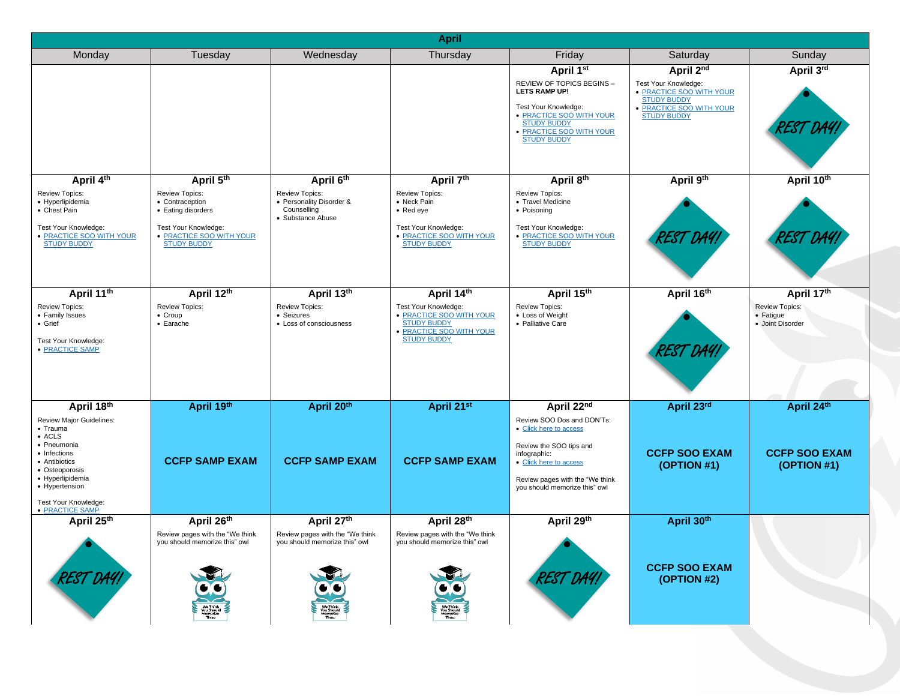| April | | | | | | |
|---|---|---|---|---|---|---|
| Monday | Tuesday | Wednesday | Thursday | Friday | Saturday | Sunday |
| | | | | **April 1st**<br>REVIEW OF TOPICS BEGINS – **LETS RAMP UP!**<br><br>Test Your Knowledge:<br>• PRACTICE SOO WITH YOUR STUDY BUDDY<br>• PRACTICE SOO WITH YOUR STUDY BUDDY | **April 2nd**<br>Test Your Knowledge:<br>• PRACTICE SOO WITH YOUR STUDY BUDDY<br>• PRACTICE SOO WITH YOUR STUDY BUDDY | **April 3rd**<br>REST DAY! |
| **April 4th**<br>Review Topics:<br>• Hyperlipidemia<br>• Chest Pain<br><br>Test Your Knowledge:<br>• PRACTICE SOO WITH YOUR STUDY BUDDY | **April 5th**<br>Review Topics:<br>• Contraception<br>• Eating disorders<br><br>Test Your Knowledge:<br>• PRACTICE SOO WITH YOUR STUDY BUDDY | **April 6th**<br>Review Topics:<br>• Personality Disorder & Counselling<br>• Substance Abuse | **April 7th**<br>Review Topics:<br>• Neck Pain<br>• Red eye<br><br>Test Your Knowledge:<br>• PRACTICE SOO WITH YOUR STUDY BUDDY | **April 8th**<br>Review Topics:<br>• Travel Medicine<br>• Poisoning<br><br>Test Your Knowledge:<br>• PRACTICE SOO WITH YOUR STUDY BUDDY | **April 9th**<br>REST DAY! | **April 10th**<br>REST DAY! |
| **April 11th**<br>Review Topics:<br>• Family Issues<br>• Grief<br><br>Test Your Knowledge:<br>• PRACTICE SAMP | **April 12th**<br>Review Topics:<br>• Croup<br>• Earache | **April 13th**<br>Review Topics:<br>• Seizures<br>• Loss of consciousness | **April 14th**<br>Test Your Knowledge:<br>• PRACTICE SOO WITH YOUR STUDY BUDDY<br>• PRACTICE SOO WITH YOUR STUDY BUDDY | **April 15th**<br>Review Topics:<br>• Loss of Weight<br>• Palliative Care | **April 16th**<br>REST DAY! | **April 17th**<br>Review Topics:<br>• Fatigue<br>• Joint Disorder |
| **April 18th**<br>Review Major Guidelines:<br>• Trauma<br>• ACLS<br>• Pneumonia<br>• Infections<br>• Antibiotics<br>• Osteoporosis<br>• Hyperlipidemia<br>• Hypertension<br><br>Test Your Knowledge:<br>• PRACTICE SAMP | **April 19th**<br>**CCFP SAMP EXAM** | **April 20th**<br>**CCFP SAMP EXAM** | **April 21st**<br>**CCFP SAMP EXAM** | **April 22nd**<br>Review SOO Dos and DON'Ts:<br>• Click here to access<br><br>Review the SOO tips and infographic:<br>• Click here to access<br><br>Review pages with the "We think you should memorize this" owl | **April 23rd**<br>**CCFP SOO EXAM (OPTION #1)** | **April 24th**<br>**CCFP SOO EXAM (OPTION #1)** |
| **April 25th**<br>REST DAY! | **April 26th**<br>Review pages with the "We think you should memorize this" owl | **April 27th**<br>Review pages with the "We think you should memorize this" owl | **April 28th**<br>Review pages with the "We think you should memorize this" owl | **April 29th**<br>REST DAY! | **April 30th**<br>**CCFP SOO EXAM (OPTION #2)** | |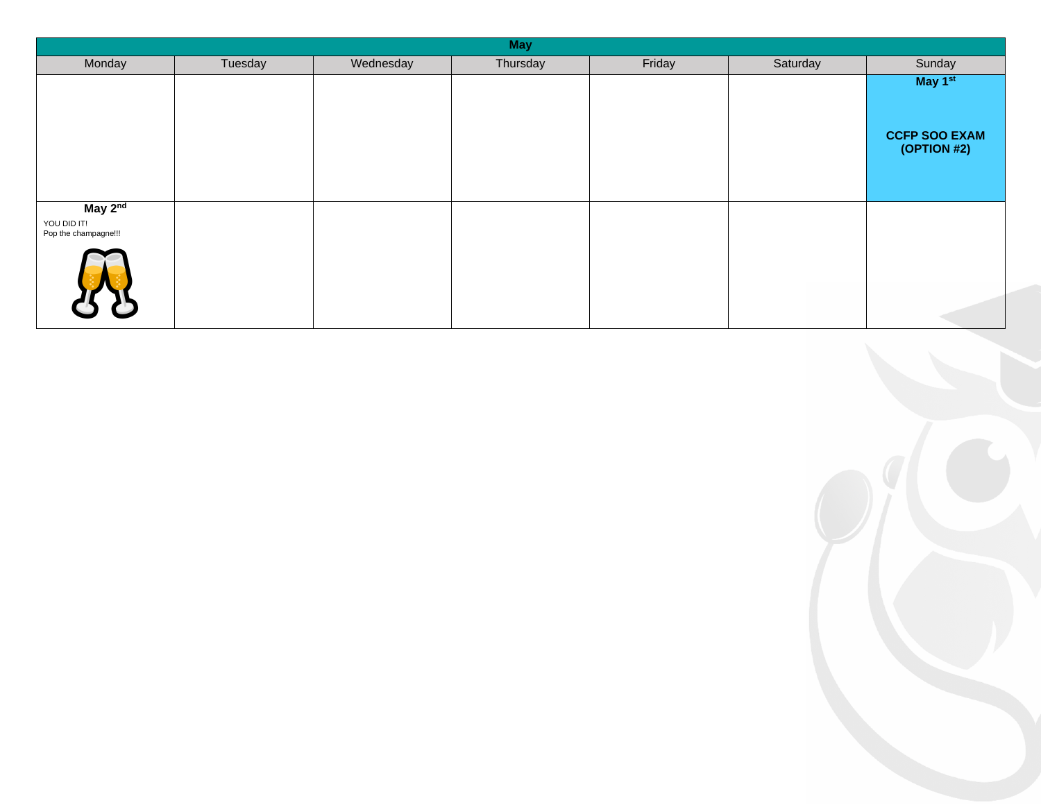| May | | | | | | |
|---|---|---|---|---|---|---|
| Monday | Tuesday | Wednesday | Thursday | Friday | Saturday | Sunday |
| | | | | | | **May 1st** **CCFP SOO EXAM (OPTION #2)** |
| **May 2nd** YOU DID IT! Pop the champagne!!! | | | | | | |